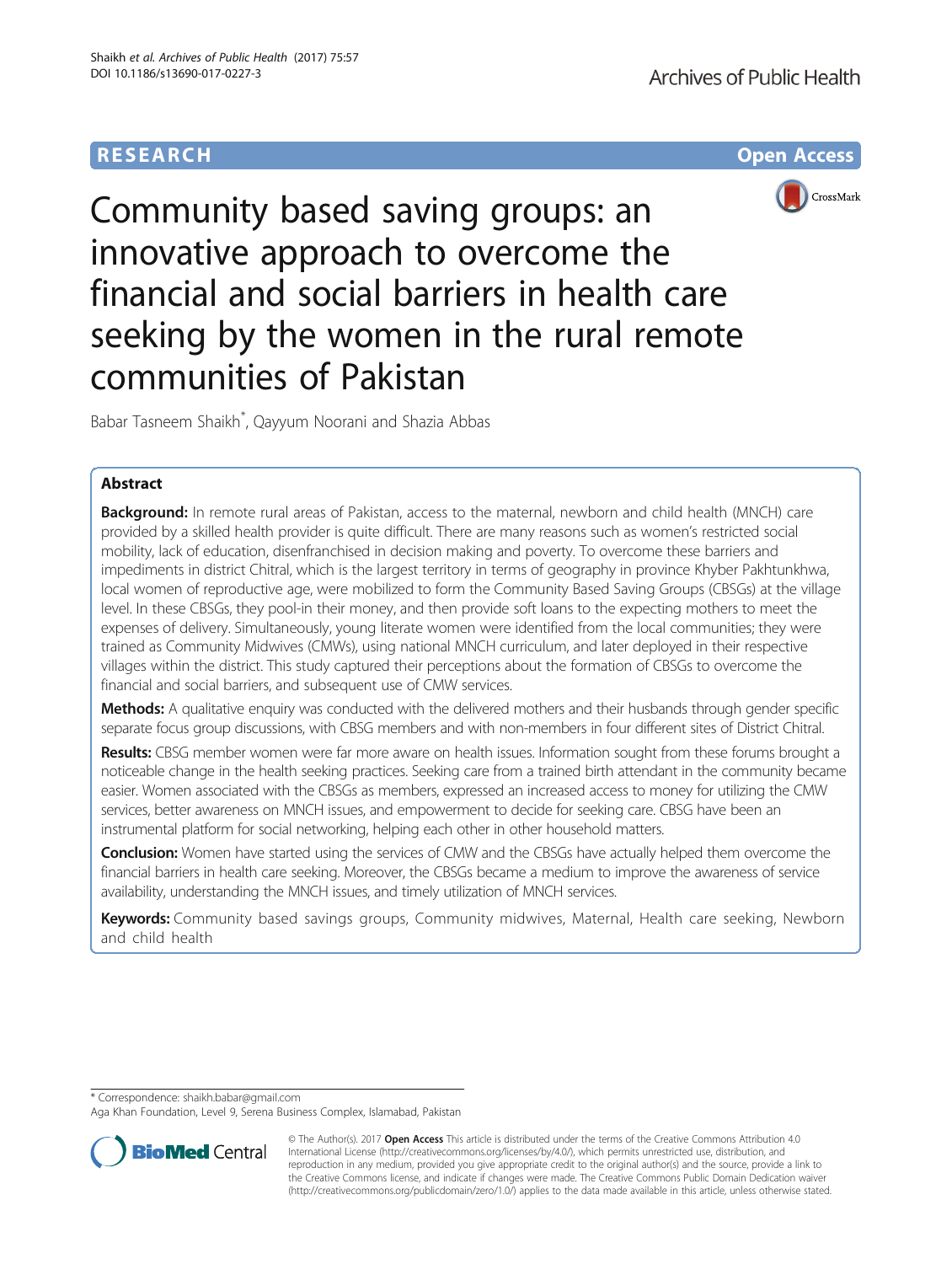RESEARCH Open Access

# Community based saving groups: an innovative approach to overcome the financial and social barriers in health care seeking by the women in the rural remote communities of Pakistan

Babar Tasneem Shaikh*, Qayyum Noorani and Shazia Abbas

## Abstract

**Background:** In remote rural areas of Pakistan, access to the maternal, newborn and child health (MNCH) care provided by a skilled health provider is quite difficult. There are many reasons such as women's restricted social mobility, lack of education, disenfranchised in decision making and poverty. To overcome these barriers and impediments in district Chitral, which is the largest territory in terms of geography in province Khyber Pakhtunkhwa, local women of reproductive age, were mobilized to form the Community Based Saving Groups (CBSGs) at the village level. In these CBSGs, they pool-in their money, and then provide soft loans to the expecting mothers to meet the expenses of delivery. Simultaneously, young literate women were identified from the local communities; they were trained as Community Midwives (CMWs), using national MNCH curriculum, and later deployed in their respective villages within the district. This study captured their perceptions about the formation of CBSGs to overcome the financial and social barriers, and subsequent use of CMW services.

**Methods:** A qualitative enquiry was conducted with the delivered mothers and their husbands through gender specific separate focus group discussions, with CBSG members and with non-members in four different sites of District Chitral.

**Results:** CBSG member women were far more aware on health issues. Information sought from these forums brought a noticeable change in the health seeking practices. Seeking care from a trained birth attendant in the community became easier. Women associated with the CBSGs as members, expressed an increased access to money for utilizing the CMW services, better awareness on MNCH issues, and empowerment to decide for seeking care. CBSG have been an instrumental platform for social networking, helping each other in other household matters.

**Conclusion:** Women have started using the services of CMW and the CBSGs have actually helped them overcome the financial barriers in health care seeking. Moreover, the CBSGs became a medium to improve the awareness of service availability, understanding the MNCH issues, and timely utilization of MNCH services.

**Keywords:** Community based savings groups, Community midwives, Maternal, Health care seeking, Newborn and child health

---

* Correspondence: shaikh.babar@gmail.com
Aga Khan Foundation, Level 9, Serena Business Complex, Islamabad, Pakistan

© The Author(s). 2017 **Open Access** This article is distributed under the terms of the Creative Commons Attribution 4.0 International License (http://creativecommons.org/licenses/by/4.0/), which permits unrestricted use, distribution, and reproduction in any medium, provided you give appropriate credit to the original author(s) and the source, provide a link to the Creative Commons license, and indicate if changes were made. The Creative Commons Public Domain Dedication waiver (http://creativecommons.org/publicdomain/zero/1.0/) applies to the data made available in this article, unless otherwise stated.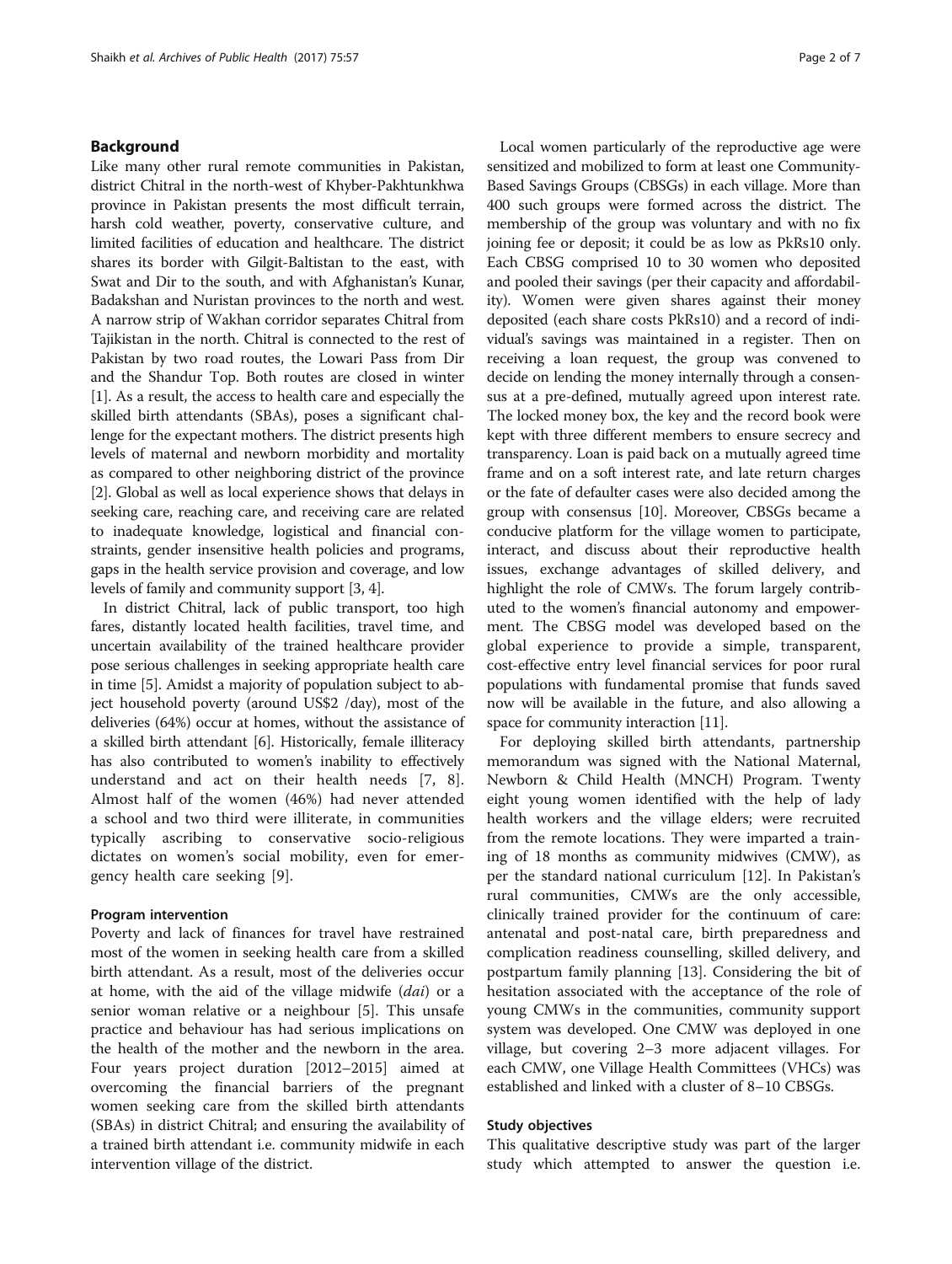## Background

Like many other rural remote communities in Pakistan, district Chitral in the north-west of Khyber-Pakhtunkhwa province in Pakistan presents the most difficult terrain, harsh cold weather, poverty, conservative culture, and limited facilities of education and healthcare. The district shares its border with Gilgit-Baltistan to the east, with Swat and Dir to the south, and with Afghanistan's Kunar, Badakshan and Nuristan provinces to the north and west. A narrow strip of Wakhan corridor separates Chitral from Tajikistan in the north. Chitral is connected to the rest of Pakistan by two road routes, the Lowari Pass from Dir and the Shandur Top. Both routes are closed in winter [1]. As a result, the access to health care and especially the skilled birth attendants (SBAs), poses a significant challenge for the expectant mothers. The district presents high levels of maternal and newborn morbidity and mortality as compared to other neighboring district of the province [2]. Global as well as local experience shows that delays in seeking care, reaching care, and receiving care are related to inadequate knowledge, logistical and financial constraints, gender insensitive health policies and programs, gaps in the health service provision and coverage, and low levels of family and community support [3, 4].

In district Chitral, lack of public transport, too high fares, distantly located health facilities, travel time, and uncertain availability of the trained healthcare provider pose serious challenges in seeking appropriate health care in time [5]. Amidst a majority of population subject to abject household poverty (around US$2 /day), most of the deliveries (64%) occur at homes, without the assistance of a skilled birth attendant [6]. Historically, female illiteracy has also contributed to women's inability to effectively understand and act on their health needs [7, 8]. Almost half of the women (46%) had never attended a school and two third were illiterate, in communities typically ascribing to conservative socio-religious dictates on women's social mobility, even for emergency health care seeking [9].

### Program intervention

Poverty and lack of finances for travel have restrained most of the women in seeking health care from a skilled birth attendant. As a result, most of the deliveries occur at home, with the aid of the village midwife (*dai*) or a senior woman relative or a neighbour [5]. This unsafe practice and behaviour has had serious implications on the health of the mother and the newborn in the area. Four years project duration [2012–2015] aimed at overcoming the financial barriers of the pregnant women seeking care from the skilled birth attendants (SBAs) in district Chitral; and ensuring the availability of a trained birth attendant i.e. community midwife in each intervention village of the district.

Local women particularly of the reproductive age were sensitized and mobilized to form at least one Community-Based Savings Groups (CBSGs) in each village. More than 400 such groups were formed across the district. The membership of the group was voluntary and with no fix joining fee or deposit; it could be as low as PkRs10 only. Each CBSG comprised 10 to 30 women who deposited and pooled their savings (per their capacity and affordability). Women were given shares against their money deposited (each share costs PkRs10) and a record of individual's savings was maintained in a register. Then on receiving a loan request, the group was convened to decide on lending the money internally through a consensus at a pre-defined, mutually agreed upon interest rate. The locked money box, the key and the record book were kept with three different members to ensure secrecy and transparency. Loan is paid back on a mutually agreed time frame and on a soft interest rate, and late return charges or the fate of defaulter cases were also decided among the group with consensus [10]. Moreover, CBSGs became a conducive platform for the village women to participate, interact, and discuss about their reproductive health issues, exchange advantages of skilled delivery, and highlight the role of CMWs. The forum largely contributed to the women's financial autonomy and empowerment. The CBSG model was developed based on the global experience to provide a simple, transparent, cost-effective entry level financial services for poor rural populations with fundamental promise that funds saved now will be available in the future, and also allowing a space for community interaction [11].

For deploying skilled birth attendants, partnership memorandum was signed with the National Maternal, Newborn & Child Health (MNCH) Program. Twenty eight young women identified with the help of lady health workers and the village elders; were recruited from the remote locations. They were imparted a training of 18 months as community midwives (CMW), as per the standard national curriculum [12]. In Pakistan's rural communities, CMWs are the only accessible, clinically trained provider for the continuum of care: antenatal and post-natal care, birth preparedness and complication readiness counselling, skilled delivery, and postpartum family planning [13]. Considering the bit of hesitation associated with the acceptance of the role of young CMWs in the communities, community support system was developed. One CMW was deployed in one village, but covering 2–3 more adjacent villages. For each CMW, one Village Health Committees (VHCs) was established and linked with a cluster of 8–10 CBSGs.

### Study objectives

This qualitative descriptive study was part of the larger study which attempted to answer the question i.e.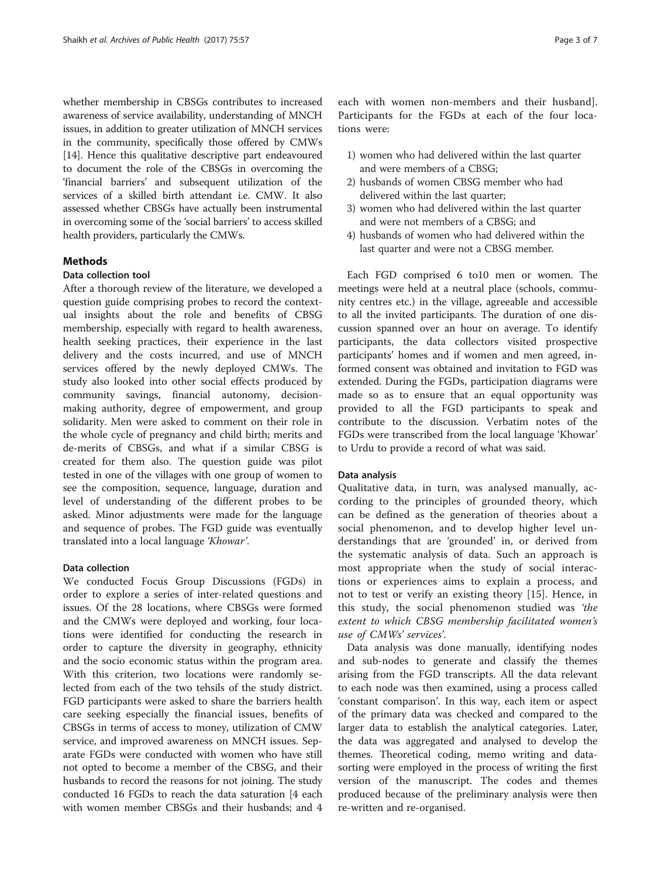whether membership in CBSGs contributes to increased awareness of service availability, understanding of MNCH issues, in addition to greater utilization of MNCH services in the community, specifically those offered by CMWs [14]. Hence this qualitative descriptive part endeavoured to document the role of the CBSGs in overcoming the 'financial barriers' and subsequent utilization of the services of a skilled birth attendant i.e. CMW. It also assessed whether CBSGs have actually been instrumental in overcoming some of the 'social barriers' to access skilled health providers, particularly the CMWs.

## Methods

### Data collection tool

After a thorough review of the literature, we developed a question guide comprising probes to record the contextual insights about the role and benefits of CBSG membership, especially with regard to health awareness, health seeking practices, their experience in the last delivery and the costs incurred, and use of MNCH services offered by the newly deployed CMWs. The study also looked into other social effects produced by community savings, financial autonomy, decision-making authority, degree of empowerment, and group solidarity. Men were asked to comment on their role in the whole cycle of pregnancy and child birth; merits and de-merits of CBSGs, and what if a similar CBSG is created for them also. The question guide was pilot tested in one of the villages with one group of women to see the composition, sequence, language, duration and level of understanding of the different probes to be asked. Minor adjustments were made for the language and sequence of probes. The FGD guide was eventually translated into a local language *'Khowar'*.

### Data collection

We conducted Focus Group Discussions (FGDs) in order to explore a series of inter-related questions and issues. Of the 28 locations, where CBSGs were formed and the CMWs were deployed and working, four locations were identified for conducting the research in order to capture the diversity in geography, ethnicity and the socio economic status within the program area. With this criterion, two locations were randomly selected from each of the two tehsils of the study district. FGD participants were asked to share the barriers health care seeking especially the financial issues, benefits of CBSGs in terms of access to money, utilization of CMW service, and improved awareness on MNCH issues. Separate FGDs were conducted with women who have still not opted to become a member of the CBSG, and their husbands to record the reasons for not joining. The study conducted 16 FGDs to reach the data saturation [4 each with women member CBSGs and their husbands; and 4 each with women non-members and their husband]. Participants for the FGDs at each of the four locations were:

1) women who had delivered within the last quarter and were members of a CBSG;
2) husbands of women CBSG member who had delivered within the last quarter;
3) women who had delivered within the last quarter and were not members of a CBSG; and
4) husbands of women who had delivered within the last quarter and were not a CBSG member.

Each FGD comprised 6 to10 men or women. The meetings were held at a neutral place (schools, community centres etc.) in the village, agreeable and accessible to all the invited participants. The duration of one discussion spanned over an hour on average. To identify participants, the data collectors visited prospective participants' homes and if women and men agreed, informed consent was obtained and invitation to FGD was extended. During the FGDs, participation diagrams were made so as to ensure that an equal opportunity was provided to all the FGD participants to speak and contribute to the discussion. Verbatim notes of the FGDs were transcribed from the local language 'Khowar' to Urdu to provide a record of what was said.

### Data analysis

Qualitative data, in turn, was analysed manually, according to the principles of grounded theory, which can be defined as the generation of theories about a social phenomenon, and to develop higher level understandings that are 'grounded' in, or derived from the systematic analysis of data. Such an approach is most appropriate when the study of social interactions or experiences aims to explain a process, and not to test or verify an existing theory [15]. Hence, in this study, the social phenomenon studied was *'the extent to which CBSG membership facilitated women's use of CMWs' services'*.

Data analysis was done manually, identifying nodes and sub-nodes to generate and classify the themes arising from the FGD transcripts. All the data relevant to each node was then examined, using a process called 'constant comparison'. In this way, each item or aspect of the primary data was checked and compared to the larger data to establish the analytical categories. Later, the data was aggregated and analysed to develop the themes. Theoretical coding, memo writing and data-sorting were employed in the process of writing the first version of the manuscript. The codes and themes produced because of the preliminary analysis were then re-written and re-organised.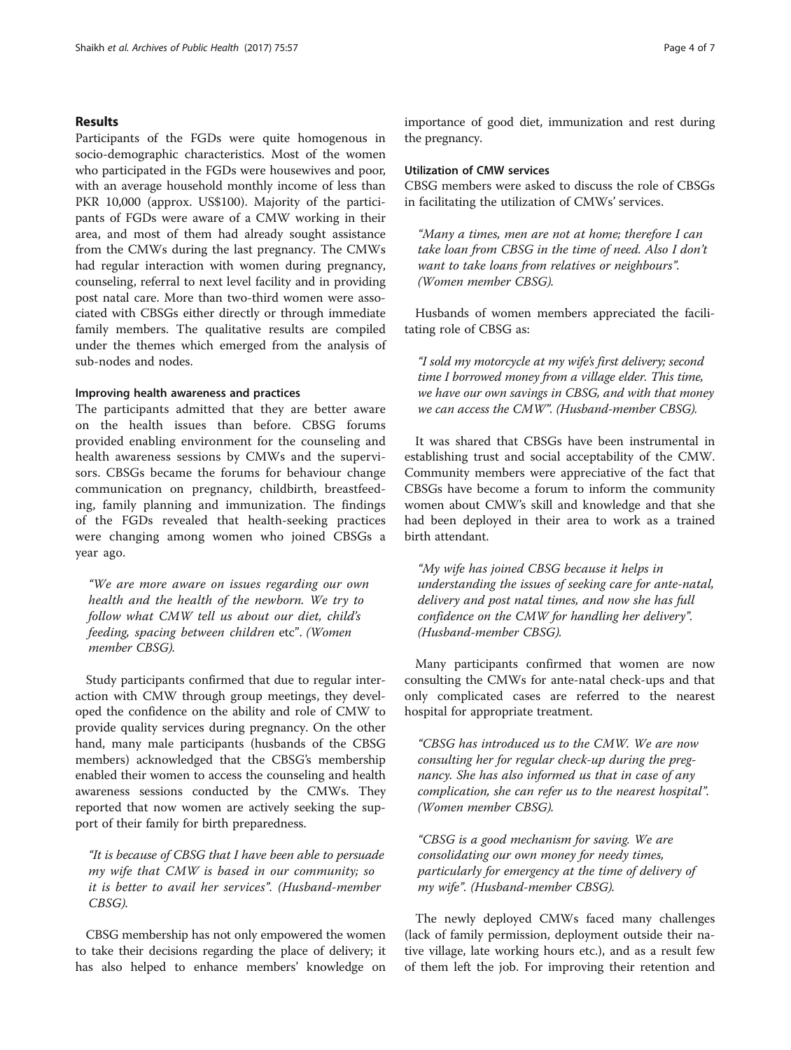## Results

Participants of the FGDs were quite homogenous in socio-demographic characteristics. Most of the women who participated in the FGDs were housewives and poor, with an average household monthly income of less than PKR 10,000 (approx. US$100). Majority of the participants of FGDs were aware of a CMW working in their area, and most of them had already sought assistance from the CMWs during the last pregnancy. The CMWs had regular interaction with women during pregnancy, counseling, referral to next level facility and in providing post natal care. More than two-third women were associated with CBSGs either directly or through immediate family members. The qualitative results are compiled under the themes which emerged from the analysis of sub-nodes and nodes.

### Improving health awareness and practices

The participants admitted that they are better aware on the health issues than before. CBSG forums provided enabling environment for the counseling and health awareness sessions by CMWs and the supervisors. CBSGs became the forums for behaviour change communication on pregnancy, childbirth, breastfeeding, family planning and immunization. The findings of the FGDs revealed that health-seeking practices were changing among women who joined CBSGs a year ago.

> *"We are more aware on issues regarding our own health and the health of the newborn. We try to follow what CMW tell us about our diet, child's feeding, spacing between children* etc". *(Women member CBSG).*

Study participants confirmed that due to regular interaction with CMW through group meetings, they developed the confidence on the ability and role of CMW to provide quality services during pregnancy. On the other hand, many male participants (husbands of the CBSG members) acknowledged that the CBSG's membership enabled their women to access the counseling and health awareness sessions conducted by the CMWs. They reported that now women are actively seeking the support of their family for birth preparedness.

> *"It is because of CBSG that I have been able to persuade my wife that CMW is based in our community; so it is better to avail her services". (Husband-member CBSG).*

CBSG membership has not only empowered the women to take their decisions regarding the place of delivery; it has also helped to enhance members' knowledge on importance of good diet, immunization and rest during the pregnancy.

### Utilization of CMW services

CBSG members were asked to discuss the role of CBSGs in facilitating the utilization of CMWs' services.

> *"Many a times, men are not at home; therefore I can take loan from CBSG in the time of need. Also I don't want to take loans from relatives or neighbours". (Women member CBSG).*

Husbands of women members appreciated the facilitating role of CBSG as:

> *"I sold my motorcycle at my wife's first delivery; second time I borrowed money from a village elder. This time, we have our own savings in CBSG, and with that money we can access the CMW". (Husband-member CBSG).*

It was shared that CBSGs have been instrumental in establishing trust and social acceptability of the CMW. Community members were appreciative of the fact that CBSGs have become a forum to inform the community women about CMW's skill and knowledge and that she had been deployed in their area to work as a trained birth attendant.

> *"My wife has joined CBSG because it helps in understanding the issues of seeking care for ante-natal, delivery and post natal times, and now she has full confidence on the CMW for handling her delivery". (Husband-member CBSG).*

Many participants confirmed that women are now consulting the CMWs for ante-natal check-ups and that only complicated cases are referred to the nearest hospital for appropriate treatment.

> *"CBSG has introduced us to the CMW. We are now consulting her for regular check-up during the pregnancy. She has also informed us that in case of any complication, she can refer us to the nearest hospital". (Women member CBSG).*

> *"CBSG is a good mechanism for saving. We are consolidating our own money for needy times, particularly for emergency at the time of delivery of my wife". (Husband-member CBSG).*

The newly deployed CMWs faced many challenges (lack of family permission, deployment outside their native village, late working hours etc.), and as a result few of them left the job. For improving their retention and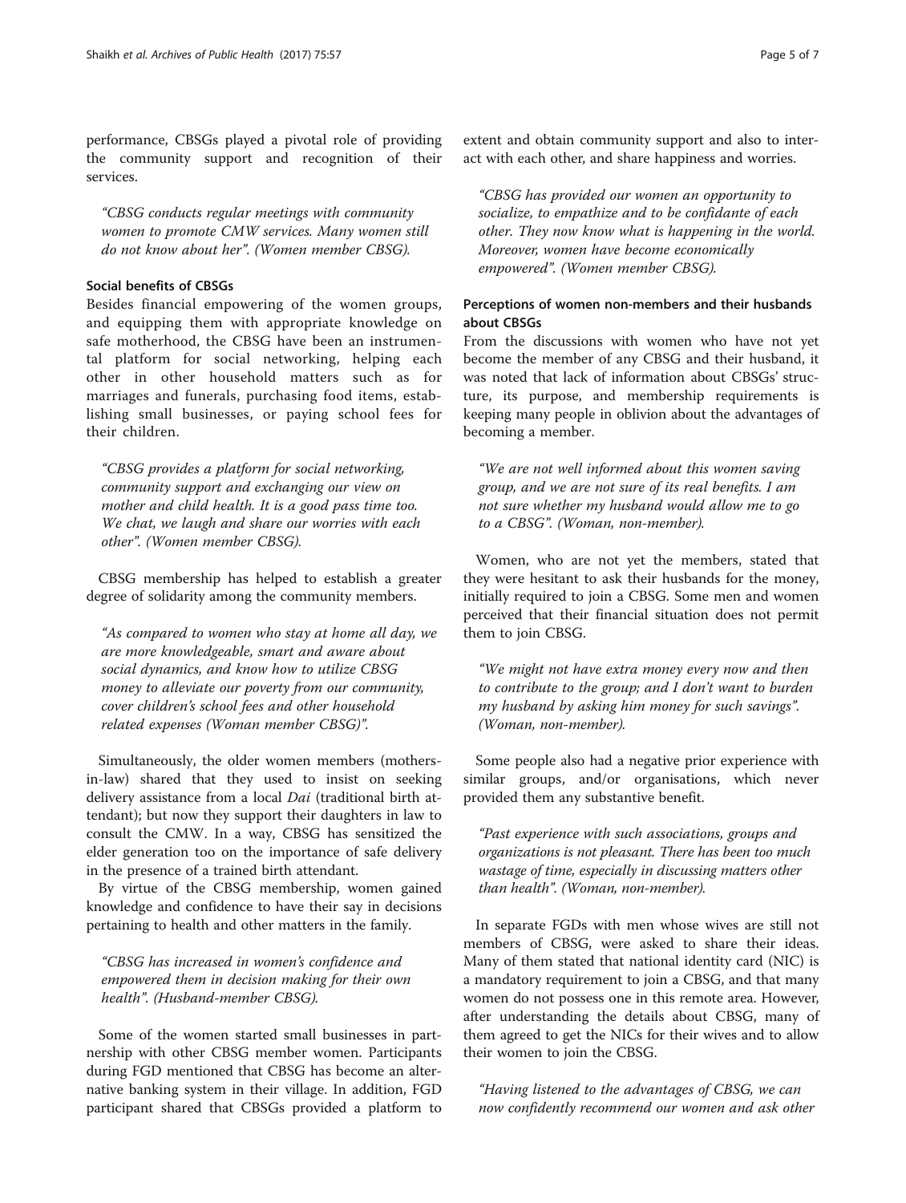performance, CBSGs played a pivotal role of providing the community support and recognition of their services.

> "CBSG conducts regular meetings with community women to promote CMW services. Many women still do not know about her". (Women member CBSG).

### Social benefits of CBSGs

Besides financial empowering of the women groups, and equipping them with appropriate knowledge on safe motherhood, the CBSG have been an instrumental platform for social networking, helping each other in other household matters such as for marriages and funerals, purchasing food items, establishing small businesses, or paying school fees for their children.

> "CBSG provides a platform for social networking, community support and exchanging our view on mother and child health. It is a good pass time too. We chat, we laugh and share our worries with each other". (Women member CBSG).

CBSG membership has helped to establish a greater degree of solidarity among the community members.

> "As compared to women who stay at home all day, we are more knowledgeable, smart and aware about social dynamics, and know how to utilize CBSG money to alleviate our poverty from our community, cover children's school fees and other household related expenses (Woman member CBSG)".

Simultaneously, the older women members (mothers-in-law) shared that they used to insist on seeking delivery assistance from a local *Dai* (traditional birth attendant); but now they support their daughters in law to consult the CMW. In a way, CBSG has sensitized the elder generation too on the importance of safe delivery in the presence of a trained birth attendant.

By virtue of the CBSG membership, women gained knowledge and confidence to have their say in decisions pertaining to health and other matters in the family.

> "CBSG has increased in women's confidence and empowered them in decision making for their own health". (Husband-member CBSG).

Some of the women started small businesses in partnership with other CBSG member women. Participants during FGD mentioned that CBSG has become an alternative banking system in their village. In addition, FGD participant shared that CBSGs provided a platform to extent and obtain community support and also to interact with each other, and share happiness and worries.

> "CBSG has provided our women an opportunity to socialize, to empathize and to be confidante of each other. They now know what is happening in the world. Moreover, women have become economically empowered". (Women member CBSG).

### Perceptions of women non-members and their husbands about CBSGs

From the discussions with women who have not yet become the member of any CBSG and their husband, it was noted that lack of information about CBSGs' structure, its purpose, and membership requirements is keeping many people in oblivion about the advantages of becoming a member.

> "We are not well informed about this women saving group, and we are not sure of its real benefits. I am not sure whether my husband would allow me to go to a CBSG". (Woman, non-member).

Women, who are not yet the members, stated that they were hesitant to ask their husbands for the money, initially required to join a CBSG. Some men and women perceived that their financial situation does not permit them to join CBSG.

> "We might not have extra money every now and then to contribute to the group; and I don't want to burden my husband by asking him money for such savings". (Woman, non-member).

Some people also had a negative prior experience with similar groups, and/or organisations, which never provided them any substantive benefit.

> "Past experience with such associations, groups and organizations is not pleasant. There has been too much wastage of time, especially in discussing matters other than health". (Woman, non-member).

In separate FGDs with men whose wives are still not members of CBSG, were asked to share their ideas. Many of them stated that national identity card (NIC) is a mandatory requirement to join a CBSG, and that many women do not possess one in this remote area. However, after understanding the details about CBSG, many of them agreed to get the NICs for their wives and to allow their women to join the CBSG.

> "Having listened to the advantages of CBSG, we can now confidently recommend our women and ask other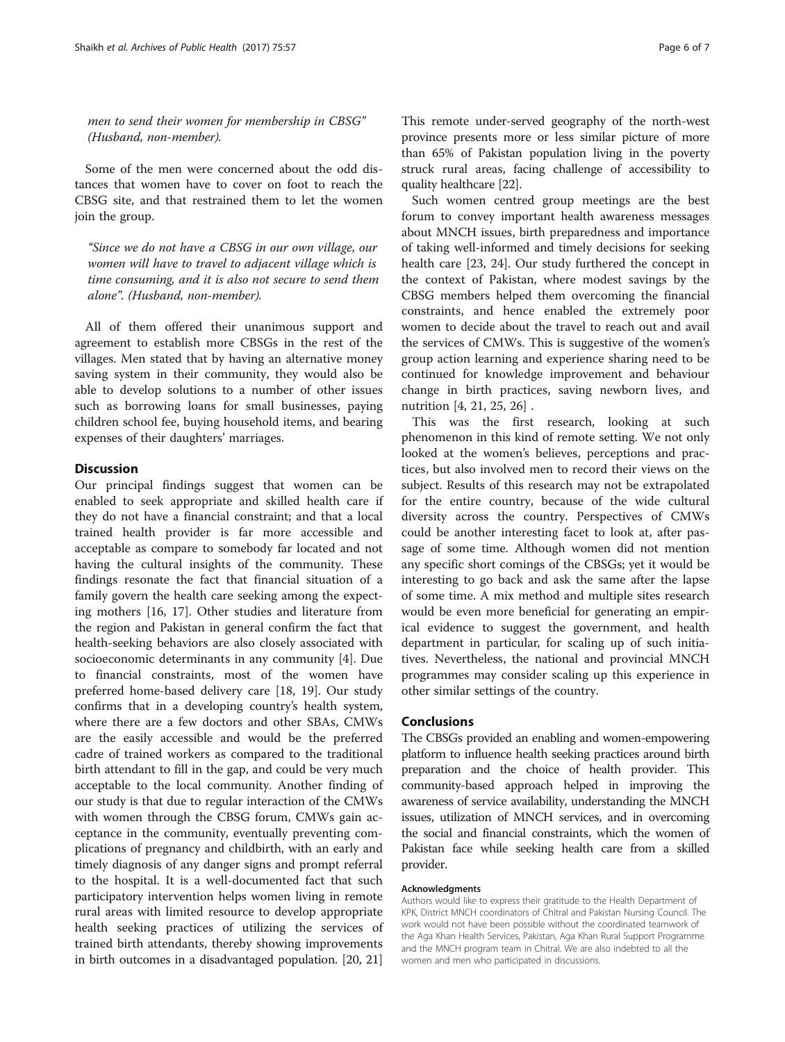*men to send their women for membership in CBSG" (Husband, non-member).*

Some of the men were concerned about the odd distances that women have to cover on foot to reach the CBSG site, and that restrained them to let the women join the group.

*"Since we do not have a CBSG in our own village, our women will have to travel to adjacent village which is time consuming, and it is also not secure to send them alone". (Husband, non-member).*

All of them offered their unanimous support and agreement to establish more CBSGs in the rest of the villages. Men stated that by having an alternative money saving system in their community, they would also be able to develop solutions to a number of other issues such as borrowing loans for small businesses, paying children school fee, buying household items, and bearing expenses of their daughters' marriages.

## Discussion

Our principal findings suggest that women can be enabled to seek appropriate and skilled health care if they do not have a financial constraint; and that a local trained health provider is far more accessible and acceptable as compare to somebody far located and not having the cultural insights of the community. These findings resonate the fact that financial situation of a family govern the health care seeking among the expecting mothers [16, 17]. Other studies and literature from the region and Pakistan in general confirm the fact that health-seeking behaviors are also closely associated with socioeconomic determinants in any community [4]. Due to financial constraints, most of the women have preferred home-based delivery care [18, 19]. Our study confirms that in a developing country's health system, where there are a few doctors and other SBAs, CMWs are the easily accessible and would be the preferred cadre of trained workers as compared to the traditional birth attendant to fill in the gap, and could be very much acceptable to the local community. Another finding of our study is that due to regular interaction of the CMWs with women through the CBSG forum, CMWs gain acceptance in the community, eventually preventing complications of pregnancy and childbirth, with an early and timely diagnosis of any danger signs and prompt referral to the hospital. It is a well-documented fact that such participatory intervention helps women living in remote rural areas with limited resource to develop appropriate health seeking practices of utilizing the services of trained birth attendants, thereby showing improvements in birth outcomes in a disadvantaged population. [20, 21] This remote under-served geography of the north-west province presents more or less similar picture of more than 65% of Pakistan population living in the poverty struck rural areas, facing challenge of accessibility to quality healthcare [22].

Such women centred group meetings are the best forum to convey important health awareness messages about MNCH issues, birth preparedness and importance of taking well-informed and timely decisions for seeking health care [23, 24]. Our study furthered the concept in the context of Pakistan, where modest savings by the CBSG members helped them overcoming the financial constraints, and hence enabled the extremely poor women to decide about the travel to reach out and avail the services of CMWs. This is suggestive of the women's group action learning and experience sharing need to be continued for knowledge improvement and behaviour change in birth practices, saving newborn lives, and nutrition [4, 21, 25, 26] .

This was the first research, looking at such phenomenon in this kind of remote setting. We not only looked at the women's believes, perceptions and practices, but also involved men to record their views on the subject. Results of this research may not be extrapolated for the entire country, because of the wide cultural diversity across the country. Perspectives of CMWs could be another interesting facet to look at, after passage of some time. Although women did not mention any specific short comings of the CBSGs; yet it would be interesting to go back and ask the same after the lapse of some time. A mix method and multiple sites research would be even more beneficial for generating an empirical evidence to suggest the government, and health department in particular, for scaling up of such initiatives. Nevertheless, the national and provincial MNCH programmes may consider scaling up this experience in other similar settings of the country.

## Conclusions

The CBSGs provided an enabling and women-empowering platform to influence health seeking practices around birth preparation and the choice of health provider. This community-based approach helped in improving the awareness of service availability, understanding the MNCH issues, utilization of MNCH services, and in overcoming the social and financial constraints, which the women of Pakistan face while seeking health care from a skilled provider.

#### Acknowledgments

Authors would like to express their gratitude to the Health Department of KPK, District MNCH coordinators of Chitral and Pakistan Nursing Council. The work would not have been possible without the coordinated teamwork of the Aga Khan Health Services, Pakistan, Aga Khan Rural Support Programme and the MNCH program team in Chitral. We are also indebted to all the women and men who participated in discussions.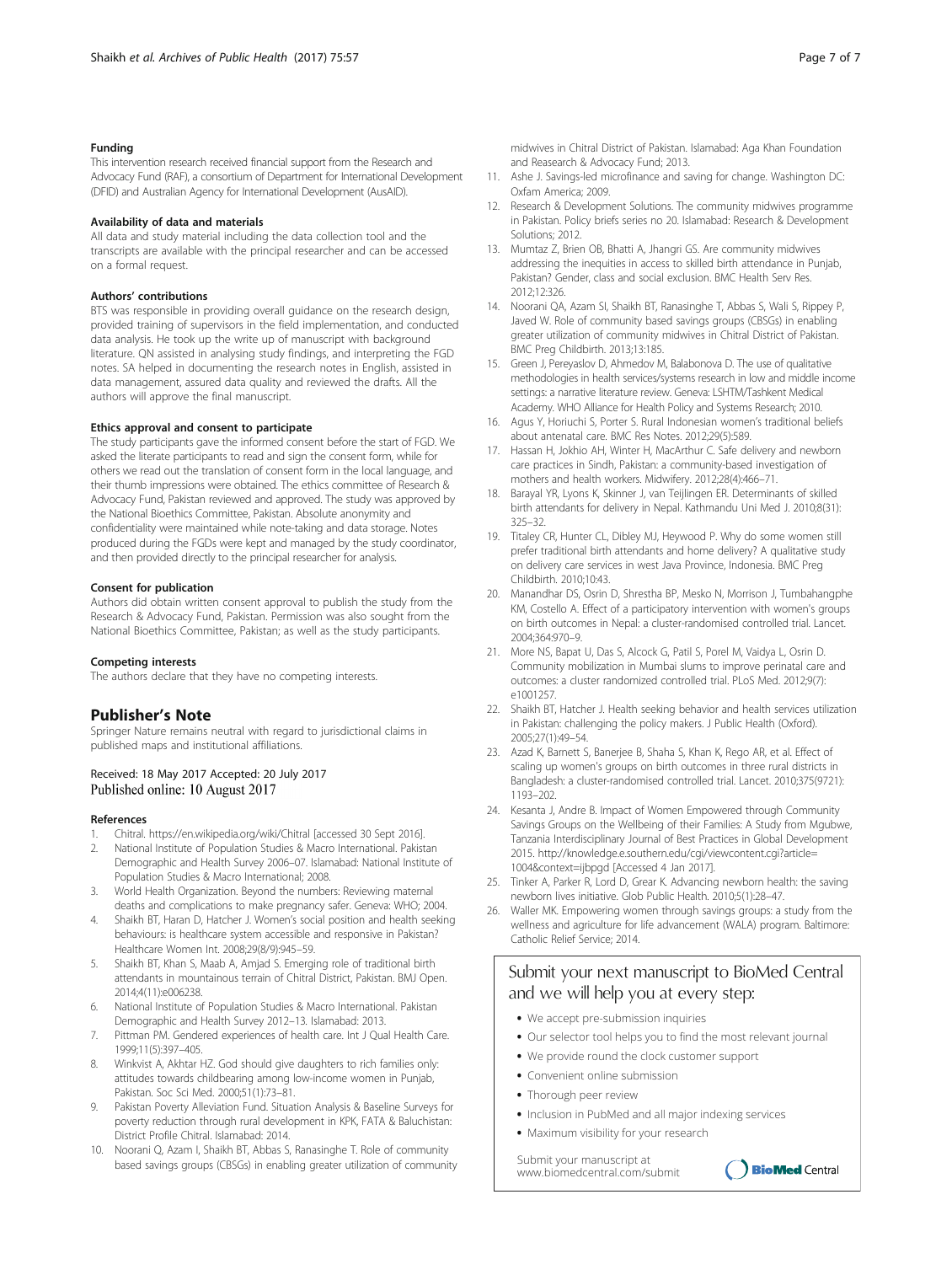#### Funding

This intervention research received financial support from the Research and Advocacy Fund (RAF), a consortium of Department for International Development (DFID) and Australian Agency for International Development (AusAID).

#### Availability of data and materials

All data and study material including the data collection tool and the transcripts are available with the principal researcher and can be accessed on a formal request.

#### Authors' contributions

BTS was responsible in providing overall guidance on the research design, provided training of supervisors in the field implementation, and conducted data analysis. He took up the write up of manuscript with background literature. QN assisted in analysing study findings, and interpreting the FGD notes. SA helped in documenting the research notes in English, assisted in data management, assured data quality and reviewed the drafts. All the authors will approve the final manuscript.

#### Ethics approval and consent to participate

The study participants gave the informed consent before the start of FGD. We asked the literate participants to read and sign the consent form, while for others we read out the translation of consent form in the local language, and their thumb impressions were obtained. The ethics committee of Research & Advocacy Fund, Pakistan reviewed and approved. The study was approved by the National Bioethics Committee, Pakistan. Absolute anonymity and confidentiality were maintained while note-taking and data storage. Notes produced during the FGDs were kept and managed by the study coordinator, and then provided directly to the principal researcher for analysis.

#### Consent for publication

Authors did obtain written consent approval to publish the study from the Research & Advocacy Fund, Pakistan. Permission was also sought from the National Bioethics Committee, Pakistan; as well as the study participants.

#### Competing interests

The authors declare that they have no competing interests.

## Publisher's Note

Springer Nature remains neutral with regard to jurisdictional claims in published maps and institutional affiliations.

Received: 18 May 2017 Accepted: 20 July 2017
Published online: 10 August 2017

#### References

1. Chitral. https://en.wikipedia.org/wiki/Chitral [accessed 30 Sept 2016].
2. National Institute of Population Studies & Macro International. Pakistan Demographic and Health Survey 2006–07. Islamabad: National Institute of Population Studies & Macro International; 2008.
3. World Health Organization. Beyond the numbers: Reviewing maternal deaths and complications to make pregnancy safer. Geneva: WHO; 2004.
4. Shaikh BT, Haran D, Hatcher J. Women's social position and health seeking behaviours: is healthcare system accessible and responsive in Pakistan? Healthcare Women Int. 2008;29(8/9):945–59.
5. Shaikh BT, Khan S, Maab A, Amjad S. Emerging role of traditional birth attendants in mountainous terrain of Chitral District, Pakistan. BMJ Open. 2014;4(11):e006238.
6. National Institute of Population Studies & Macro International. Pakistan Demographic and Health Survey 2012–13. Islamabad: 2013.
7. Pittman PM. Gendered experiences of health care. Int J Qual Health Care. 1999;11(5):397–405.
8. Winkvist A, Akhtar HZ. God should give daughters to rich families only: attitudes towards childbearing among low-income women in Punjab, Pakistan. Soc Sci Med. 2000;51(1):73–81.
9. Pakistan Poverty Alleviation Fund. Situation Analysis & Baseline Surveys for poverty reduction through rural development in KPK, FATA & Baluchistan: District Profile Chitral. Islamabad: 2014.
10. Noorani Q, Azam I, Shaikh BT, Abbas S, Ranasinghe T. Role of community based savings groups (CBSGs) in enabling greater utilization of community midwives in Chitral District of Pakistan. Islamabad: Aga Khan Foundation and Reasearch & Advocacy Fund; 2013.
11. Ashe J. Savings-led microfinance and saving for change. Washington DC: Oxfam America; 2009.
12. Research & Development Solutions. The community midwives programme in Pakistan. Policy briefs series no 20. Islamabad: Research & Development Solutions; 2012.
13. Mumtaz Z, Brien OB, Bhatti A, Jhangri GS. Are community midwives addressing the inequities in access to skilled birth attendance in Punjab, Pakistan? Gender, class and social exclusion. BMC Health Serv Res. 2012;12:326.
14. Noorani QA, Azam SI, Shaikh BT, Ranasinghe T, Abbas S, Wali S, Rippey P, Javed W. Role of community based savings groups (CBSGs) in enabling greater utilization of community midwives in Chitral District of Pakistan. BMC Preg Childbirth. 2013;13:185.
15. Green J, Pereyaslov D, Ahmedov M, Balabonova D. The use of qualitative methodologies in health services/systems research in low and middle income settings: a narrative literature review. Geneva: LSHTM/Tashkent Medical Academy. WHO Alliance for Health Policy and Systems Research; 2010.
16. Agus Y, Horiuchi S, Porter S. Rural Indonesian women's traditional beliefs about antenatal care. BMC Res Notes. 2012;29(5):589.
17. Hassan H, Jokhio AH, Winter H, MacArthur C. Safe delivery and newborn care practices in Sindh, Pakistan: a community-based investigation of mothers and health workers. Midwifery. 2012;28(4):466–71.
18. Barayal YR, Lyons K, Skinner J, van Teijlingen ER. Determinants of skilled birth attendants for delivery in Nepal. Kathmandu Uni Med J. 2010;8(31): 325–32.
19. Titaley CR, Hunter CL, Dibley MJ, Heywood P. Why do some women still prefer traditional birth attendants and home delivery? A qualitative study on delivery care services in west Java Province, Indonesia. BMC Preg Childbirth. 2010;10:43.
20. Manandhar DS, Osrin D, Shrestha BP, Mesko N, Morrison J, Tumbahangphe KM, Costello A. Effect of a participatory intervention with women's groups on birth outcomes in Nepal: a cluster-randomised controlled trial. Lancet. 2004;364:970–9.
21. More NS, Bapat U, Das S, Alcock G, Patil S, Porel M, Vaidya L, Osrin D. Community mobilization in Mumbai slums to improve perinatal care and outcomes: a cluster randomized controlled trial. PLoS Med. 2012;9(7): e1001257.
22. Shaikh BT, Hatcher J. Health seeking behavior and health services utilization in Pakistan: challenging the policy makers. J Public Health (Oxford). 2005;27(1):49–54.
23. Azad K, Barnett S, Banerjee B, Shaha S, Khan K, Rego AR, et al. Effect of scaling up women's groups on birth outcomes in three rural districts in Bangladesh: a cluster-randomised controlled trial. Lancet. 2010;375(9721): 1193–202.
24. Kesanta J, Andre B. Impact of Women Empowered through Community Savings Groups on the Wellbeing of their Families: A Study from Mgubwe, Tanzania Interdisciplinary Journal of Best Practices in Global Development 2015. http://knowledge.e.southern.edu/cgi/viewcontent.cgi?article=1004&context=ijbpgd [Accessed 4 Jan 2017].
25. Tinker A, Parker R, Lord D, Grear K. Advancing newborn health: the saving newborn lives initiative. Glob Public Health. 2010;5(1):28–47.
26. Waller MK. Empowering women through savings groups: a study from the wellness and agriculture for life advancement (WALA) program. Baltimore: Catholic Relief Service; 2014.

Submit your next manuscript to BioMed Central and we will help you at every step:

- We accept pre-submission inquiries
- Our selector tool helps you to find the most relevant journal
- We provide round the clock customer support
- Convenient online submission
- Thorough peer review
- Inclusion in PubMed and all major indexing services
- Maximum visibility for your research

Submit your manuscript at www.biomedcentral.com/submit

BioMed Central